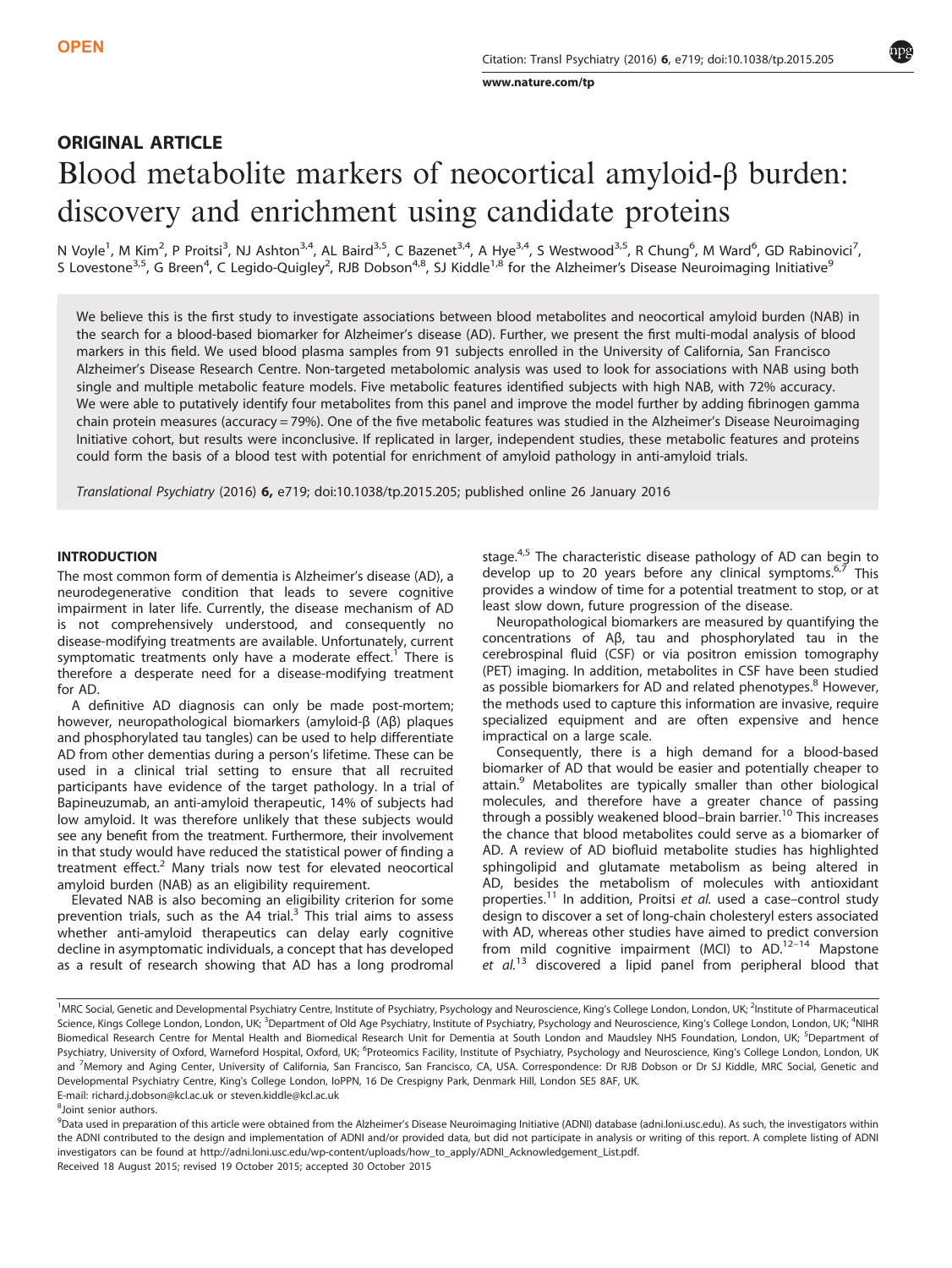OPEN

## ORIGINAL ARTICLE

# Blood metabolite markers of neocortical amyloid-β burden: discovery and enrichment using candidate proteins

N Voyle[1], M Kim[2], P Proitsi[3], NJ Ashton[3,4], AL Baird[3,5], C Bazenet[3,4], A Hye[3,4], S Westwood[3,5], R Chung[6], M Ward[6], GD Rabinovici[7], S Lovestone[3,5], G Breen[4], C Legido-Quigley[2], RJB Dobson[4,8], SJ Kiddle[1,8] for the Alzheimer's Disease Neuroimaging Initiative[9]

We believe this is the first study to investigate associations between blood metabolites and neocortical amyloid burden (NAB) in the search for a blood-based biomarker for Alzheimer's disease (AD). Further, we present the first multi-modal analysis of blood markers in this field. We used blood plasma samples from 91 subjects enrolled in the University of California, San Francisco Alzheimer's Disease Research Centre. Non-targeted metabolomic analysis was used to look for associations with NAB using both single and multiple metabolic feature models. Five metabolic features identified subjects with high NAB, with 72% accuracy. We were able to putatively identify four metabolites from this panel and improve the model further by adding fibrinogen gamma chain protein measures (accuracy = 79%). One of the five metabolic features was studied in the Alzheimer's Disease Neuroimaging Initiative cohort, but results were inconclusive. If replicated in larger, independent studies, these metabolic features and proteins could form the basis of a blood test with potential for enrichment of amyloid pathology in anti-amyloid trials.

*Translational Psychiatry* (2016) **6,** e719; doi:10.1038/tp.2015.205; published online 26 January 2016

## INTRODUCTION

The most common form of dementia is Alzheimer's disease (AD), a neurodegenerative condition that leads to severe cognitive impairment in later life. Currently, the disease mechanism of AD is not comprehensively understood, and consequently no disease-modifying treatments are available. Unfortunately, current symptomatic treatments only have a moderate effect.[1] There is therefore a desperate need for a disease-modifying treatment for AD.

A definitive AD diagnosis can only be made post-mortem; however, neuropathological biomarkers (amyloid-β (Aβ) plaques and phosphorylated tau tangles) can be used to help differentiate AD from other dementias during a person's lifetime. These can be used in a clinical trial setting to ensure that all recruited participants have evidence of the target pathology. In a trial of Bapineuzumab, an anti-amyloid therapeutic, 14% of subjects had low amyloid. It was therefore unlikely that these subjects would see any benefit from the treatment. Furthermore, their involvement in that study would have reduced the statistical power of finding a treatment effect.[2] Many trials now test for elevated neocortical amyloid burden (NAB) as an eligibility requirement.

Elevated NAB is also becoming an eligibility criterion for some prevention trials, such as the A4 trial.[3] This trial aims to assess whether anti-amyloid therapeutics can delay early cognitive decline in asymptomatic individuals, a concept that has developed as a result of research showing that AD has a long prodromal stage.[4,5] The characteristic disease pathology of AD can begin to develop up to 20 years before any clinical symptoms.[6,7] This provides a window of time for a potential treatment to stop, or at least slow down, future progression of the disease.

Neuropathological biomarkers are measured by quantifying the concentrations of Aβ, tau and phosphorylated tau in the cerebrospinal fluid (CSF) or via positron emission tomography (PET) imaging. In addition, metabolites in CSF have been studied as possible biomarkers for AD and related phenotypes.[8] However, the methods used to capture this information are invasive, require specialized equipment and are often expensive and hence impractical on a large scale.

Consequently, there is a high demand for a blood-based biomarker of AD that would be easier and potentially cheaper to attain.[9] Metabolites are typically smaller than other biological molecules, and therefore have a greater chance of passing through a possibly weakened blood–brain barrier.[10] This increases the chance that blood metabolites could serve as a biomarker of AD. A review of AD biofluid metabolite studies has highlighted sphingolipid and glutamate metabolism as being altered in AD, besides the metabolism of molecules with antioxidant properties.[11] In addition, Proitsi *et al.* used a case–control study design to discover a set of long-chain cholesteryl esters associated with AD, whereas other studies have aimed to predict conversion from mild cognitive impairment (MCI) to AD.[12–14] Mapstone *et al.*[13] discovered a lipid panel from peripheral blood that

[1]MRC Social, Genetic and Developmental Psychiatry Centre, Institute of Psychiatry, Psychology and Neuroscience, King's College London, London, UK; [2]Institute of Pharmaceutical Science, Kings College London, London, UK; [3]Department of Old Age Psychiatry, Institute of Psychiatry, Psychology and Neuroscience, King's College London, London, UK; [4]NIHR Biomedical Research Centre for Mental Health and Biomedical Research Unit for Dementia at South London and Maudsley NHS Foundation, London, UK; [5]Department of Psychiatry, University of Oxford, Warneford Hospital, Oxford, UK; [6]Proteomics Facility, Institute of Psychiatry, Psychology and Neuroscience, King's College London, London, UK and [7]Memory and Aging Center, University of California, San Francisco, San Francisco, CA, USA. Correspondence: Dr RJB Dobson or Dr SJ Kiddle, MRC Social, Genetic and Developmental Psychiatry Centre, King's College London, IoPPN, 16 De Crespigny Park, Denmark Hill, London SE5 8AF, UK.
E-mail: richard.j.dobson@kcl.ac.uk or steven.kiddle@kcl.ac.uk

[8]Joint senior authors.

[9]Data used in preparation of this article were obtained from the Alzheimer's Disease Neuroimaging Initiative (ADNI) database (adni.loni.usc.edu). As such, the investigators within the ADNI contributed to the design and implementation of ADNI and/or provided data, but did not participate in analysis or writing of this report. A complete listing of ADNI investigators can be found at http://adni.loni.usc.edu/wp-content/uploads/how_to_apply/ADNI_Acknowledgement_List.pdf.

Received 18 August 2015; revised 19 October 2015; accepted 30 October 2015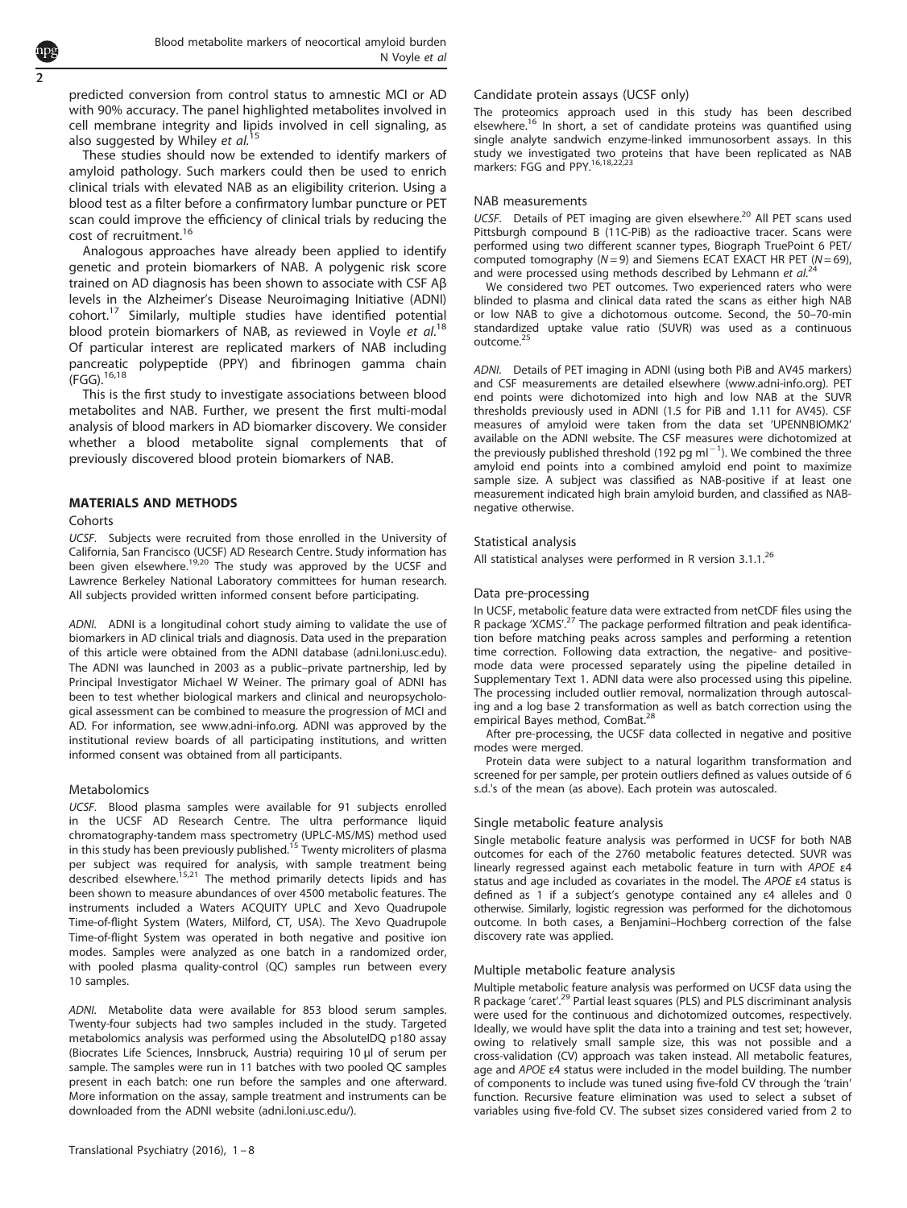predicted conversion from control status to amnestic MCI or AD with 90% accuracy. The panel highlighted metabolites involved in cell membrane integrity and lipids involved in cell signaling, as also suggested by Whiley *et al.*[15]

These studies should now be extended to identify markers of amyloid pathology. Such markers could then be used to enrich clinical trials with elevated NAB as an eligibility criterion. Using a blood test as a filter before a confirmatory lumbar puncture or PET scan could improve the efficiency of clinical trials by reducing the cost of recruitment.[16]

Analogous approaches have already been applied to identify genetic and protein biomarkers of NAB. A polygenic risk score trained on AD diagnosis has been shown to associate with CSF Aβ levels in the Alzheimer's Disease Neuroimaging Initiative (ADNI) cohort.[17] Similarly, multiple studies have identified potential blood protein biomarkers of NAB, as reviewed in Voyle *et al.*[18] Of particular interest are replicated markers of NAB including pancreatic polypeptide (PPY) and fibrinogen gamma chain (FGG).[16,18]

This is the first study to investigate associations between blood metabolites and NAB. Further, we present the first multi-modal analysis of blood markers in AD biomarker discovery. We consider whether a blood metabolite signal complements that of previously discovered blood protein biomarkers of NAB.

## MATERIALS AND METHODS

### Cohorts

*UCSF.* Subjects were recruited from those enrolled in the University of California, San Francisco (UCSF) AD Research Centre. Study information has been given elsewhere.[19,20] The study was approved by the UCSF and Lawrence Berkeley National Laboratory committees for human research. All subjects provided written informed consent before participating.

*ADNI.* ADNI is a longitudinal cohort study aiming to validate the use of biomarkers in AD clinical trials and diagnosis. Data used in the preparation of this article were obtained from the ADNI database (adni.loni.usc.edu). The ADNI was launched in 2003 as a public–private partnership, led by Principal Investigator Michael W Weiner. The primary goal of ADNI has been to test whether biological markers and clinical and neuropsychological assessment can be combined to measure the progression of MCI and AD. For information, see www.adni-info.org. ADNI was approved by the institutional review boards of all participating institutions, and written informed consent was obtained from all participants.

### Metabolomics

*UCSF.* Blood plasma samples were available for 91 subjects enrolled in the UCSF AD Research Centre. The ultra performance liquid chromatography-tandem mass spectrometry (UPLC-MS/MS) method used in this study has been previously published.[15] Twenty microliters of plasma per subject was required for analysis, with sample treatment being described elsewhere.[15,21] The method primarily detects lipids and has been shown to measure abundances of over 4500 metabolic features. The instruments included a Waters ACQUITY UPLC and Xevo Quadrupole Time-of-flight System (Waters, Milford, CT, USA). The Xevo Quadrupole Time-of-flight System was operated in both negative and positive ion modes. Samples were analyzed as one batch in a randomized order, with pooled plasma quality-control (QC) samples run between every 10 samples.

*ADNI.* Metabolite data were available for 853 blood serum samples. Twenty-four subjects had two samples included in the study. Targeted metabolomics analysis was performed using the AbsoluteIDQ p180 assay (Biocrates Life Sciences, Innsbruck, Austria) requiring 10 μl of serum per sample. The samples were run in 11 batches with two pooled QC samples present in each batch: one run before the samples and one afterward. More information on the assay, sample treatment and instruments can be downloaded from the ADNI website (adni.loni.usc.edu/).

### Candidate protein assays (UCSF only)

The proteomics approach used in this study has been described elsewhere.[16] In short, a set of candidate proteins was quantified using single analyte sandwich enzyme-linked immunosorbent assays. In this study we investigated two proteins that have been replicated as NAB markers: FGG and PPY.[16,18,22,23]

### NAB measurements

*UCSF.* Details of PET imaging are given elsewhere.[20] All PET scans used Pittsburgh compound B (11C-PiB) as the radioactive tracer. Scans were performed using two different scanner types, Biograph TruePoint 6 PET/computed tomography ($N = 9$) and Siemens ECAT EXACT HR PET ($N = 69$), and were processed using methods described by Lehmann *et al.*[24]

We considered two PET outcomes. Two experienced raters who were blinded to plasma and clinical data rated the scans as either high NAB or low NAB to give a dichotomous outcome. Second, the 50–70-min standardized uptake value ratio (SUVR) was used as a continuous outcome.[25]

*ADNI.* Details of PET imaging in ADNI (using both PiB and AV45 markers) and CSF measurements are detailed elsewhere (www.adni-info.org). PET end points were dichotomized into high and low NAB at the SUVR thresholds previously used in ADNI (1.5 for PiB and 1.11 for AV45). CSF measures of amyloid were taken from the data set 'UPENNBIOMK2' available on the ADNI website. The CSF measures were dichotomized at the previously published threshold (192 pg $ml^{-1}$). We combined the three amyloid end points into a combined amyloid end point to maximize sample size. A subject was classified as NAB-positive if at least one measurement indicated high brain amyloid burden, and classified as NAB-negative otherwise.

### Statistical analysis

All statistical analyses were performed in R version 3.1.1.[26]

### Data pre-processing

In UCSF, metabolic feature data were extracted from netCDF files using the R package 'XCMS'.[27] The package performed filtration and peak identification before matching peaks across samples and performing a retention time correction. Following data extraction, the negative- and positive-mode data were processed separately using the pipeline detailed in Supplementary Text 1. ADNI data were also processed using this pipeline. The processing included outlier removal, normalization through autoscaling and a log base 2 transformation as well as batch correction using the empirical Bayes method, ComBat.[28]

After pre-processing, the UCSF data collected in negative and positive modes were merged.

Protein data were subject to a natural logarithm transformation and screened for per sample, per protein outliers defined as values outside of 6 s.d.'s of the mean (as above). Each protein was autoscaled.

### Single metabolic feature analysis

Single metabolic feature analysis was performed in UCSF for both NAB outcomes for each of the 2760 metabolic features detected. SUVR was linearly regressed against each metabolic feature in turn with *APOE* ε4 status and age included as covariates in the model. The *APOE* ε4 status is defined as 1 if a subject's genotype contained any ε4 alleles and 0 otherwise. Similarly, logistic regression was performed for the dichotomous outcome. In both cases, a Benjamini–Hochberg correction of the false discovery rate was applied.

### Multiple metabolic feature analysis

Multiple metabolic feature analysis was performed on UCSF data using the R package 'caret'.[29] Partial least squares (PLS) and PLS discriminant analysis were used for the continuous and dichotomized outcomes, respectively. Ideally, we would have split the data into a training and test set; however, owing to relatively small sample size, this was not possible and a cross-validation (CV) approach was taken instead. All metabolic features, age and *APOE* ε4 status were included in the model building. The number of components to include was tuned using five-fold CV through the 'train' function. Recursive feature elimination was used to select a subset of variables using five-fold CV. The subset sizes considered varied from 2 to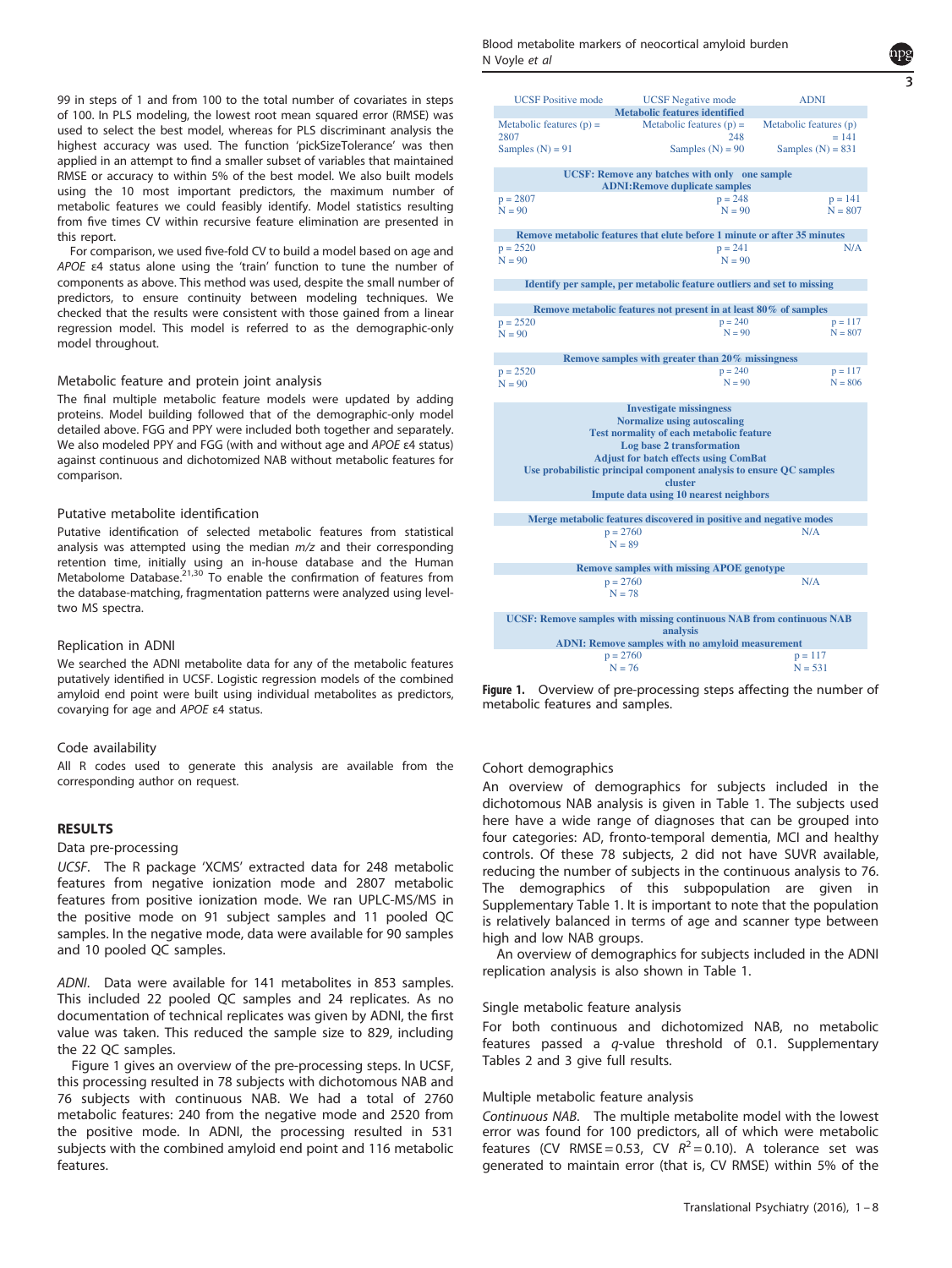99 in steps of 1 and from 100 to the total number of covariates in steps of 100. In PLS modeling, the lowest root mean squared error (RMSE) was used to select the best model, whereas for PLS discriminant analysis the highest accuracy was used. The function 'pickSizeTolerance' was then applied in an attempt to find a smaller subset of variables that maintained RMSE or accuracy to within 5% of the best model. We also built models using the 10 most important predictors, the maximum number of metabolic features we could feasibly identify. Model statistics resulting from five times CV within recursive feature elimination are presented in this report.

For comparison, we used five-fold CV to build a model based on age and *APOE* ε4 status alone using the 'train' function to tune the number of components as above. This method was used, despite the small number of predictors, to ensure continuity between modeling techniques. We checked that the results were consistent with those gained from a linear regression model. This model is referred to as the demographic-only model throughout.

### Metabolic feature and protein joint analysis

The final multiple metabolic feature models were updated by adding proteins. Model building followed that of the demographic-only model detailed above. FGG and PPY were included both together and separately. We also modeled PPY and FGG (with and without age and *APOE* ε4 status) against continuous and dichotomized NAB without metabolic features for comparison.

### Putative metabolite identification

Putative identification of selected metabolic features from statistical analysis was attempted using the median *m/z* and their corresponding retention time, initially using an in-house database and the Human Metabolome Database.[21,30] To enable the confirmation of features from the database-matching, fragmentation patterns were analyzed using level-two MS spectra.

### Replication in ADNI

We searched the ADNI metabolite data for any of the metabolic features putatively identified in UCSF. Logistic regression models of the combined amyloid end point were built using individual metabolites as predictors, covarying for age and *APOE* ε4 status.

### Code availability

All R codes used to generate this analysis are available from the corresponding author on request.

## RESULTS

### Data pre-processing

*UCSF*. The R package 'XCMS' extracted data for 248 metabolic features from negative ionization mode and 2807 metabolic features from positive ionization mode. We ran UPLC-MS/MS in the positive mode on 91 subject samples and 11 pooled QC samples. In the negative mode, data were available for 90 samples and 10 pooled QC samples.

*ADNI*. Data were available for 141 metabolites in 853 samples. This included 22 pooled QC samples and 24 replicates. As no documentation of technical replicates was given by ADNI, the first value was taken. This reduced the sample size to 829, including the 22 QC samples.

Figure 1 gives an overview of the pre-processing steps. In UCSF, this processing resulted in 78 subjects with dichotomous NAB and 76 subjects with continuous NAB. We had a total of 2760 metabolic features: 240 from the negative mode and 2520 from the positive mode. In ADNI, the processing resulted in 531 subjects with the combined amyloid end point and 116 metabolic features.

| UCSF Positive mode | UCSF Negative mode | ADNI |
| --- | --- | --- |
| **Metabolic features identified** | | |
| Metabolic features (p) = 2807; Samples (N) = 91 | Metabolic features (p) = 248; Samples (N) = 90 | Metabolic features (p) = 141; Samples (N) = 831 |
| **UCSF: Remove any batches with only one sample; ADNI: Remove duplicate samples** | | |
| p = 2807; N = 90 | p = 248; N = 90 | p = 141; N = 807 |
| **Remove metabolic features that elute before 1 minute or after 35 minutes** | | |
| p = 2520; N = 90 | p = 241; N = 90 | N/A |
| **Identify per sample, per metabolic feature outliers and set to missing** | | |
| **Remove metabolic features not present in at least 80% of samples** | | |
| p = 2520; N = 90 | p = 240; N = 90 | p = 117; N = 807 |
| **Remove samples with greater than 20% missingness** | | |
| p = 2520; N = 90 | p = 240; N = 90 | p = 117; N = 806 |
| **Investigate missingness; Normalize using autoscaling; Test normality of each metabolic feature; Log base 2 transformation; Adjust for batch effects using ComBat; Use probabilistic principal component analysis to ensure QC samples cluster; Impute data using 10 nearest neighbors** | | |
| **Merge metabolic features discovered in positive and negative modes** | | |
| p = 2760; N = 89 | | N/A |
| **Remove samples with missing APOE genotype** | | |
| p = 2760; N = 78 | | N/A |
| **UCSF: Remove samples with missing continuous NAB from continuous NAB analysis; ADNI: Remove samples with no amyloid measurement** | | |
| p = 2760; N = 76 | | p = 117; N = 531 |

**Figure 1.** Overview of pre-processing steps affecting the number of metabolic features and samples.

### Cohort demographics

An overview of demographics for subjects included in the dichotomous NAB analysis is given in Table 1. The subjects used here have a wide range of diagnoses that can be grouped into four categories: AD, fronto-temporal dementia, MCI and healthy controls. Of these 78 subjects, 2 did not have SUVR available, reducing the number of subjects in the continuous analysis to 76. The demographics of this subpopulation are given in Supplementary Table 1. It is important to note that the population is relatively balanced in terms of age and scanner type between high and low NAB groups.

An overview of demographics for subjects included in the ADNI replication analysis is also shown in Table 1.

### Single metabolic feature analysis

For both continuous and dichotomized NAB, no metabolic features passed a *q*-value threshold of 0.1. Supplementary Tables 2 and 3 give full results.

### Multiple metabolic feature analysis

*Continuous NAB*. The multiple metabolite model with the lowest error was found for 100 predictors, all of which were metabolic features (CV RMSE = 0.53, CV $R^2$ = 0.10). A tolerance set was generated to maintain error (that is, CV RMSE) within 5% of the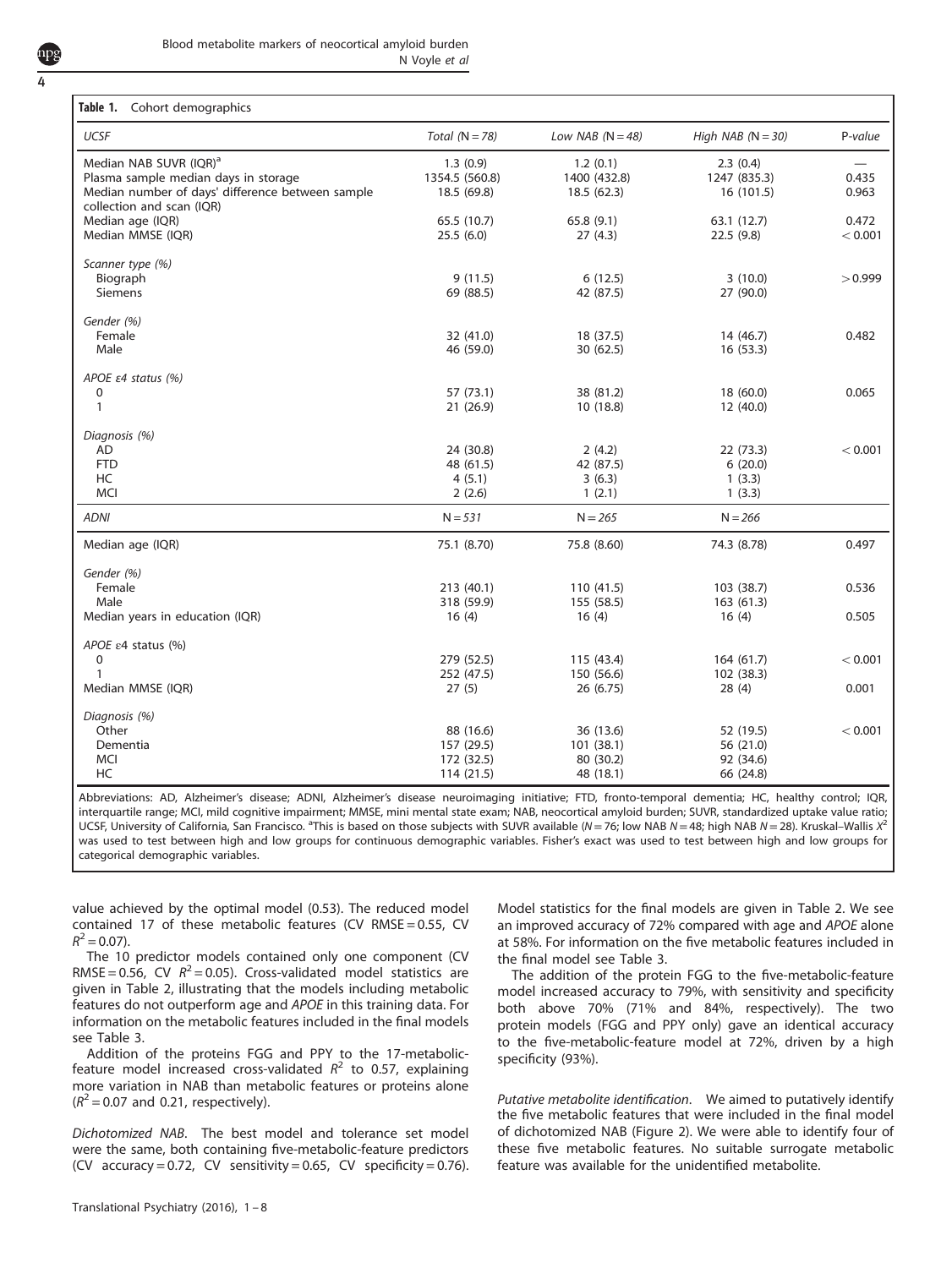**Table 1.** Cohort demographics

| *UCSF* | *Total (N = 78)* | *Low NAB (N = 48)* | *High NAB (N = 30)* | P-*value* |
|---|---|---|---|---|
| Median NAB SUVR (IQR)[a] | 1.3 (0.9) | 1.2 (0.1) | 2.3 (0.4) | — |
| Plasma sample median days in storage | 1354.5 (560.8) | 1400 (432.8) | 1247 (835.3) | 0.435 |
| Median number of days' difference between sample collection and scan (IQR) | 18.5 (69.8) | 18.5 (62.3) | 16 (101.5) | 0.963 |
| Median age (IQR) | 65.5 (10.7) | 65.8 (9.1) | 63.1 (12.7) | 0.472 |
| Median MMSE (IQR) | 25.5 (6.0) | 27 (4.3) | 22.5 (9.8) | < 0.001 |
| *Scanner type (%)* | | | | |
| Biograph | 9 (11.5) | 6 (12.5) | 3 (10.0) | > 0.999 |
| Siemens | 69 (88.5) | 42 (87.5) | 27 (90.0) | |
| *Gender (%)* | | | | |
| Female | 32 (41.0) | 18 (37.5) | 14 (46.7) | 0.482 |
| Male | 46 (59.0) | 30 (62.5) | 16 (53.3) | |
| *APOE ε4 status (%)* | | | | |
| 0 | 57 (73.1) | 38 (81.2) | 18 (60.0) | 0.065 |
| 1 | 21 (26.9) | 10 (18.8) | 12 (40.0) | |
| *Diagnosis (%)* | | | | |
| AD | 24 (30.8) | 2 (4.2) | 22 (73.3) | < 0.001 |
| FTD | 48 (61.5) | 42 (87.5) | 6 (20.0) | |
| HC | 4 (5.1) | 3 (6.3) | 1 (3.3) | |
| MCI | 2 (2.6) | 1 (2.1) | 1 (3.3) | |
| *ADNI* | N = 531 | N = *265* | N = *266* | |
| Median age (IQR) | 75.1 (8.70) | 75.8 (8.60) | 74.3 (8.78) | 0.497 |
| *Gender (%)* | | | | |
| Female | 213 (40.1) | 110 (41.5) | 103 (38.7) | 0.536 |
| Male | 318 (59.9) | 155 (58.5) | 163 (61.3) | |
| Median years in education (IQR) | 16 (4) | 16 (4) | 16 (4) | 0.505 |
| *APOE* ε4 status (%) | | | | |
| 0 | 279 (52.5) | 115 (43.4) | 164 (61.7) | < 0.001 |
| 1 | 252 (47.5) | 150 (56.6) | 102 (38.3) | |
| Median MMSE (IQR) | 27 (5) | 26 (6.75) | 28 (4) | 0.001 |
| *Diagnosis (%)* | | | | |
| Other | 88 (16.6) | 36 (13.6) | 52 (19.5) | < 0.001 |
| Dementia | 157 (29.5) | 101 (38.1) | 56 (21.0) | |
| MCI | 172 (32.5) | 80 (30.2) | 92 (34.6) | |
| HC | 114 (21.5) | 48 (18.1) | 66 (24.8) | |

Abbreviations: AD, Alzheimer's disease; ADNI, Alzheimer's disease neuroimaging initiative; FTD, fronto-temporal dementia; HC, healthy control; IQR, interquartile range; MCI, mild cognitive impairment; MMSE, mini mental state exam; NAB, neocortical amyloid burden; SUVR, standardized uptake value ratio; UCSF, University of California, San Francisco. [a]This is based on those subjects with SUVR available ($N = 76$; low NAB $N = 48$; high NAB $N = 28$). Kruskal–Wallis $X^2$ was used to test between high and low groups for continuous demographic variables. Fisher's exact was used to test between high and low groups for categorical demographic variables.

value achieved by the optimal model (0.53). The reduced model contained 17 of these metabolic features (CV RMSE = 0.55, CV $R^2 = 0.07$).

The 10 predictor models contained only one component (CV RMSE = 0.56, CV $R^2 = 0.05$). Cross-validated model statistics are given in Table 2, illustrating that the models including metabolic features do not outperform age and *APOE* in this training data. For information on the metabolic features included in the final models see Table 3.

Addition of the proteins FGG and PPY to the 17-metabolic-feature model increased cross-validated $R^2$ to 0.57, explaining more variation in NAB than metabolic features or proteins alone ($R^2 = 0.07$ and 0.21, respectively).

*Dichotomized NAB.* The best model and tolerance set model were the same, both containing five-metabolic-feature predictors (CV accuracy = 0.72, CV sensitivity = 0.65, CV specificity = 0.76). Model statistics for the final models are given in Table 2. We see an improved accuracy of 72% compared with age and *APOE* alone at 58%. For information on the five metabolic features included in the final model see Table 3.

The addition of the protein FGG to the five-metabolic-feature model increased accuracy to 79%, with sensitivity and specificity both above 70% (71% and 84%, respectively). The two protein models (FGG and PPY only) gave an identical accuracy to the five-metabolic-feature model at 72%, driven by a high specificity (93%).

*Putative metabolite identification.* We aimed to putatively identify the five metabolic features that were included in the final model of dichotomized NAB (Figure 2). We were able to identify four of these five metabolic features. No suitable surrogate metabolic feature was available for the unidentified metabolite.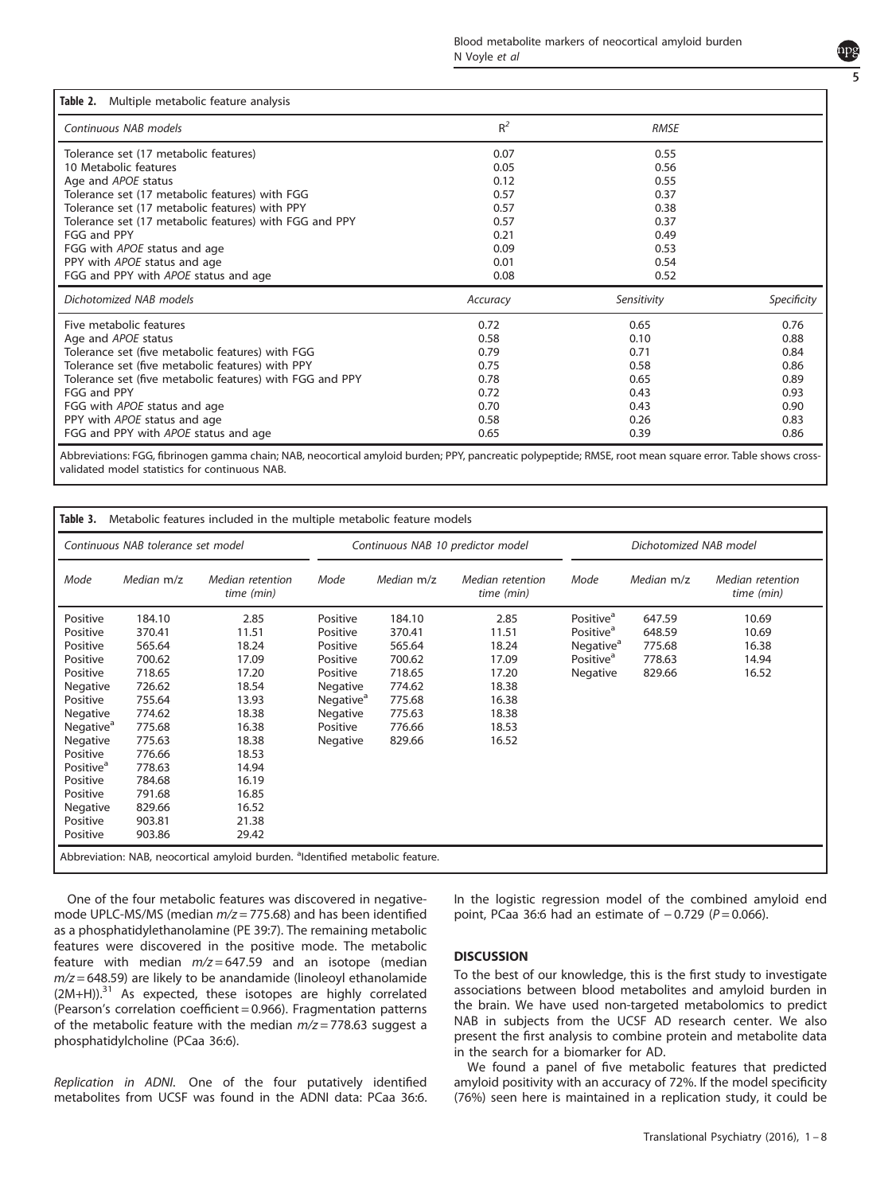**Table 2.** Multiple metabolic feature analysis

| *Continuous NAB models* | $R^2$ | *RMSE* | |
|---|---|---|---|
| Tolerance set (17 metabolic features) | 0.07 | 0.55 | |
| 10 Metabolic features | 0.05 | 0.56 | |
| Age and *APOE* status | 0.12 | 0.55 | |
| Tolerance set (17 metabolic features) with FGG | 0.57 | 0.37 | |
| Tolerance set (17 metabolic features) with PPY | 0.57 | 0.38 | |
| Tolerance set (17 metabolic features) with FGG and PPY | 0.57 | 0.37 | |
| FGG and PPY | 0.21 | 0.49 | |
| FGG with *APOE* status and age | 0.09 | 0.53 | |
| PPY with *APOE* status and age | 0.01 | 0.54 | |
| FGG and PPY with *APOE* status and age | 0.08 | 0.52 | |
| *Dichotomized NAB models* | *Accuracy* | *Sensitivity* | *Specificity* |
| Five metabolic features | 0.72 | 0.65 | 0.76 |
| Age and *APOE* status | 0.58 | 0.10 | 0.88 |
| Tolerance set (five metabolic features) with FGG | 0.79 | 0.71 | 0.84 |
| Tolerance set (five metabolic features) with PPY | 0.75 | 0.58 | 0.86 |
| Tolerance set (five metabolic features) with FGG and PPY | 0.78 | 0.65 | 0.89 |
| FGG and PPY | 0.72 | 0.43 | 0.93 |
| FGG with *APOE* status and age | 0.70 | 0.43 | 0.90 |
| PPY with *APOE* status and age | 0.58 | 0.26 | 0.83 |
| FGG and PPY with *APOE* status and age | 0.65 | 0.39 | 0.86 |

Abbreviations: FGG, fibrinogen gamma chain; NAB, neocortical amyloid burden; PPY, pancreatic polypeptide; RMSE, root mean square error. Table shows cross-validated model statistics for continuous NAB.

**Table 3.** Metabolic features included in the multiple metabolic feature models

| *Continuous NAB tolerance set model* | | | *Continuous NAB 10 predictor model* | | | *Dichotomized NAB model* | | |
|---|---|---|---|---|---|---|---|---|
| *Mode* | *Median m/z* | *Median retention time (min)* | *Mode* | *Median m/z* | *Median retention time (min)* | *Mode* | *Median m/z* | *Median retention time (min)* |
| Positive | 184.10 | 2.85 | Positive | 184.10 | 2.85 | Positive[a] | 647.59 | 10.69 |
| Positive | 370.41 | 11.51 | Positive | 370.41 | 11.51 | Positive[a] | 648.59 | 10.69 |
| Positive | 565.64 | 18.24 | Positive | 565.64 | 18.24 | Negative[a] | 775.68 | 16.38 |
| Positive | 700.62 | 17.09 | Positive | 700.62 | 17.09 | Positive[a] | 778.63 | 14.94 |
| Positive | 718.65 | 17.20 | Positive | 718.65 | 17.20 | Negative | 829.66 | 16.52 |
| Negative | 726.62 | 18.54 | Negative | 774.62 | 18.38 | | | |
| Positive | 755.64 | 13.93 | Negative[a] | 775.68 | 16.38 | | | |
| Negative | 774.62 | 18.38 | Negative | 775.63 | 18.38 | | | |
| Negative[a] | 775.68 | 16.38 | Positive | 776.66 | 18.53 | | | |
| Negative | 775.63 | 18.38 | Negative | 829.66 | 16.52 | | | |
| Positive | 776.66 | 18.53 | | | | | | |
| Positive[a] | 778.63 | 14.94 | | | | | | |
| Positive | 784.68 | 16.19 | | | | | | |
| Positive | 791.68 | 16.85 | | | | | | |
| Negative | 829.66 | 16.52 | | | | | | |
| Positive | 903.81 | 21.38 | | | | | | |
| Positive | 903.86 | 29.42 | | | | | | |

Abbreviation: NAB, neocortical amyloid burden. [a]Identified metabolic feature.

One of the four metabolic features was discovered in negative-mode UPLC-MS/MS (median $m/z = 775.68$) and has been identified as a phosphatidylethanolamine (PE 39:7). The remaining metabolic features were discovered in the positive mode. The metabolic feature with median $m/z = 647.59$ and an isotope (median $m/z = 648.59$) are likely to be anandamide (linoleoyl ethanolamide (2M+H)).[31] As expected, these isotopes are highly correlated (Pearson's correlation coefficient = 0.966). Fragmentation patterns of the metabolic feature with the median $m/z = 778.63$ suggest a phosphatidylcholine (PCaa 36:6).

*Replication in ADNI.* One of the four putatively identified metabolites from UCSF was found in the ADNI data: PCaa 36:6. In the logistic regression model of the combined amyloid end point, PCaa 36:6 had an estimate of −0.729 ($P = 0.066$).

## DISCUSSION

To the best of our knowledge, this is the first study to investigate associations between blood metabolites and amyloid burden in the brain. We have used non-targeted metabolomics to predict NAB in subjects from the UCSF AD research center. We also present the first analysis to combine protein and metabolite data in the search for a biomarker for AD.

We found a panel of five metabolic features that predicted amyloid positivity with an accuracy of 72%. If the model specificity (76%) seen here is maintained in a replication study, it could be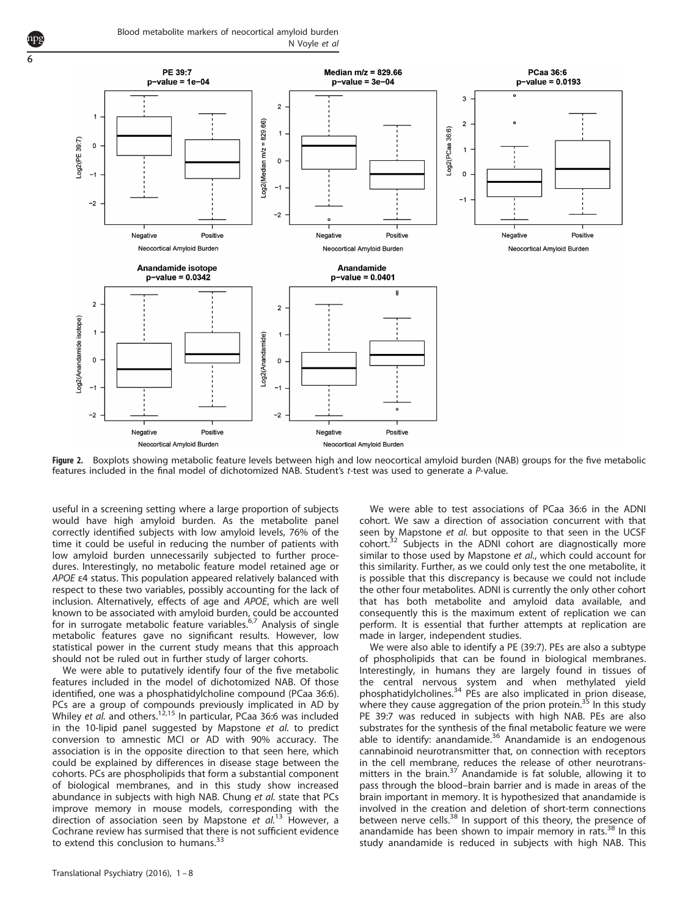**Figure 2.** Boxplots showing metabolic feature levels between high and low neocortical amyloid burden (NAB) groups for the five metabolic features included in the final model of dichotomized NAB. Student's *t*-test was used to generate a *P*-value.

useful in a screening setting where a large proportion of subjects would have high amyloid burden. As the metabolite panel correctly identified subjects with low amyloid levels, 76% of the time it could be useful in reducing the number of patients with low amyloid burden unnecessarily subjected to further procedures. Interestingly, no metabolic feature model retained age or *APOE* ε4 status. This population appeared relatively balanced with respect to these two variables, possibly accounting for the lack of inclusion. Alternatively, effects of age and *APOE*, which are well known to be associated with amyloid burden, could be accounted for in surrogate metabolic feature variables.[6,7] Analysis of single metabolic features gave no significant results. However, low statistical power in the current study means that this approach should not be ruled out in further study of larger cohorts.

We were able to putatively identify four of the five metabolic features included in the model of dichotomized NAB. Of those identified, one was a phosphatidylcholine compound (PCaa 36:6). PCs are a group of compounds previously implicated in AD by Whiley *et al.* and others.[12,15] In particular, PCaa 36:6 was included in the 10-lipid panel suggested by Mapstone *et al.* to predict conversion to amnestic MCI or AD with 90% accuracy. The association is in the opposite direction to that seen here, which could be explained by differences in disease stage between the cohorts. PCs are phospholipids that form a substantial component of biological membranes, and in this study show increased abundance in subjects with high NAB. Chung *et al.* state that PCs improve memory in mouse models, corresponding with the direction of association seen by Mapstone *et al.*[13] However, a Cochrane review has surmised that there is not sufficient evidence to extend this conclusion to humans.[33]

We were able to test associations of PCaa 36:6 in the ADNI cohort. We saw a direction of association concurrent with that seen by Mapstone *et al.* but opposite to that seen in the UCSF cohort.[32] Subjects in the ADNI cohort are diagnostically more similar to those used by Mapstone *et al.*, which could account for this similarity. Further, as we could only test the one metabolite, it is possible that this discrepancy is because we could not include the other four metabolites. ADNI is currently the only other cohort that has both metabolite and amyloid data available, and consequently this is the maximum extent of replication we can perform. It is essential that further attempts at replication are made in larger, independent studies.

We were also able to identify a PE (39:7). PEs are also a subtype of phospholipids that can be found in biological membranes. Interestingly, in humans they are largely found in tissues of the central nervous system and when methylated yield phosphatidylcholines.[34] PEs are also implicated in prion disease, where they cause aggregation of the prion protein.[35] In this study PE 39:7 was reduced in subjects with high NAB. PEs are also substrates for the synthesis of the final metabolic feature we were able to identify: anandamide.[36] Anandamide is an endogenous cannabinoid neurotransmitter that, on connection with receptors in the cell membrane, reduces the release of other neurotransmitters in the brain.[37] Anandamide is fat soluble, allowing it to pass through the blood–brain barrier and is made in areas of the brain important in memory. It is hypothesized that anandamide is involved in the creation and deletion of short-term connections between nerve cells.[38] In support of this theory, the presence of anandamide has been shown to impair memory in rats.[38] In this study anandamide is reduced in subjects with high NAB. This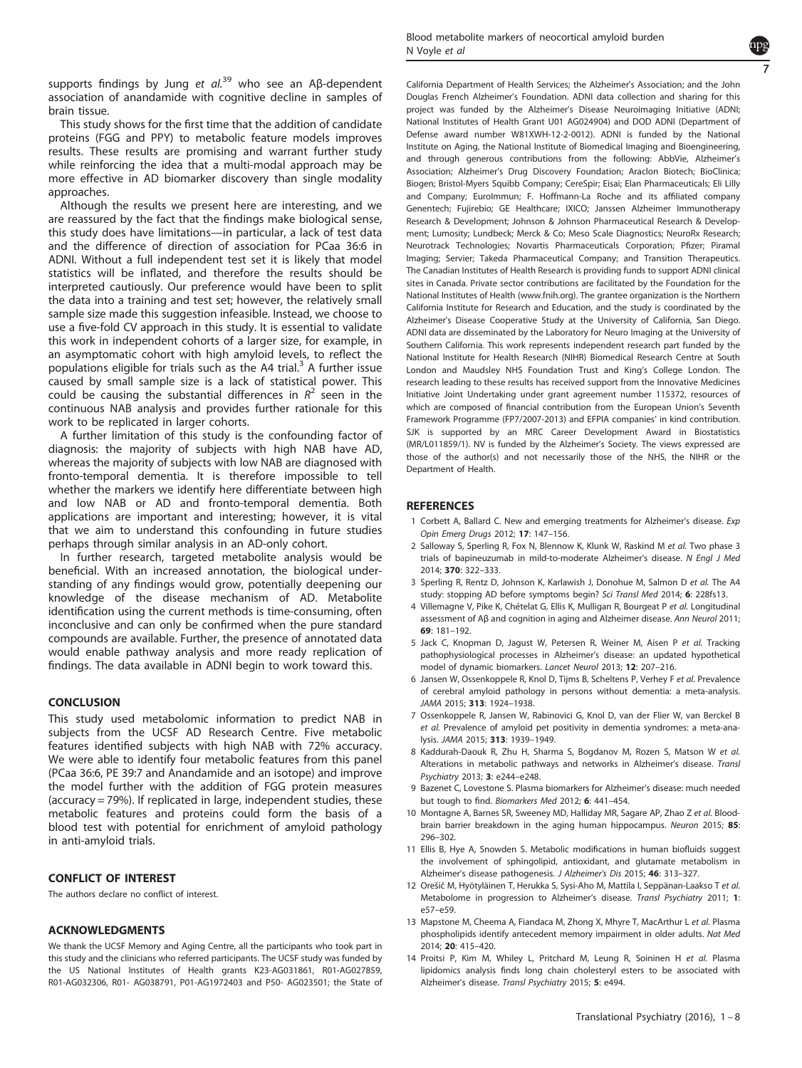supports findings by Jung *et al.*[39] who see an Aβ-dependent association of anandamide with cognitive decline in samples of brain tissue.

This study shows for the first time that the addition of candidate proteins (FGG and PPY) to metabolic feature models improves results. These results are promising and warrant further study while reinforcing the idea that a multi-modal approach may be more effective in AD biomarker discovery than single modality approaches.

Although the results we present here are interesting, and we are reassured by the fact that the findings make biological sense, this study does have limitations—in particular, a lack of test data and the difference of direction of association for PCaa 36:6 in ADNI. Without a full independent test set it is likely that model statistics will be inflated, and therefore the results should be interpreted cautiously. Our preference would have been to split the data into a training and test set; however, the relatively small sample size made this suggestion infeasible. Instead, we choose to use a five-fold CV approach in this study. It is essential to validate this work in independent cohorts of a larger size, for example, in an asymptomatic cohort with high amyloid levels, to reflect the populations eligible for trials such as the A4 trial.[3] A further issue caused by small sample size is a lack of statistical power. This could be causing the substantial differences in $R^2$ seen in the continuous NAB analysis and provides further rationale for this work to be replicated in larger cohorts.

A further limitation of this study is the confounding factor of diagnosis: the majority of subjects with high NAB have AD, whereas the majority of subjects with low NAB are diagnosed with fronto-temporal dementia. It is therefore impossible to tell whether the markers we identify here differentiate between high and low NAB or AD and fronto-temporal dementia. Both applications are important and interesting; however, it is vital that we aim to understand this confounding in future studies perhaps through similar analysis in an AD-only cohort.

In further research, targeted metabolite analysis would be beneficial. With an increased annotation, the biological understanding of any findings would grow, potentially deepening our knowledge of the disease mechanism of AD. Metabolite identification using the current methods is time-consuming, often inconclusive and can only be confirmed when the pure standard compounds are available. Further, the presence of annotated data would enable pathway analysis and more ready replication of findings. The data available in ADNI begin to work toward this.

## CONCLUSION

This study used metabolomic information to predict NAB in subjects from the UCSF AD Research Centre. Five metabolic features identified subjects with high NAB with 72% accuracy. We were able to identify four metabolic features from this panel (PCaa 36:6, PE 39:7 and Anandamide and an isotope) and improve the model further with the addition of FGG protein measures (accuracy = 79%). If replicated in large, independent studies, these metabolic features and proteins could form the basis of a blood test with potential for enrichment of amyloid pathology in anti-amyloid trials.

## CONFLICT OF INTEREST

The authors declare no conflict of interest.

## ACKNOWLEDGMENTS

We thank the UCSF Memory and Aging Centre, all the participants who took part in this study and the clinicians who referred participants. The UCSF study was funded by the US National Institutes of Health grants K23-AG031861, R01-AG027859, R01-AG032306, R01- AG038791, P01-AG1972403 and P50- AG023501; the State of California Department of Health Services; the Alzheimer's Association; and the John Douglas French Alzheimer's Foundation. ADNI data collection and sharing for this project was funded by the Alzheimer's Disease Neuroimaging Initiative (ADNI; National Institutes of Health Grant U01 AG024904) and DOD ADNI (Department of Defense award number W81XWH-12-2-0012). ADNI is funded by the National Institute on Aging, the National Institute of Biomedical Imaging and Bioengineering, and through generous contributions from the following: AbbVie, Alzheimer's Association; Alzheimer's Drug Discovery Foundation; Araclon Biotech; BioClinica; Biogen; Bristol-Myers Squibb Company; CereSpir; Eisai; Elan Pharmaceuticals; Eli Lilly and Company; EuroImmun; F. Hoffmann-La Roche and its affiliated company Genentech; Fujirebio; GE Healthcare; IXICO; Janssen Alzheimer Immunotherapy Research & Development; Johnson & Johnson Pharmaceutical Research & Development; Lumosity; Lundbeck; Merck & Co; Meso Scale Diagnostics; NeuroRx Research; Neurotrack Technologies; Novartis Pharmaceuticals Corporation; Pfizer; Piramal Imaging; Servier; Takeda Pharmaceutical Company; and Transition Therapeutics. The Canadian Institutes of Health Research is providing funds to support ADNI clinical sites in Canada. Private sector contributions are facilitated by the Foundation for the National Institutes of Health (www.fnih.org). The grantee organization is the Northern California Institute for Research and Education, and the study is coordinated by the Alzheimer's Disease Cooperative Study at the University of California, San Diego. ADNI data are disseminated by the Laboratory for Neuro Imaging at the University of Southern California. This work represents independent research part funded by the National Institute for Health Research (NIHR) Biomedical Research Centre at South London and Maudsley NHS Foundation Trust and King's College London. The research leading to these results has received support from the Innovative Medicines Initiative Joint Undertaking under grant agreement number 115372, resources of which are composed of financial contribution from the European Union's Seventh Framework Programme (FP7/2007-2013) and EFPIA companies' in kind contribution. SJK is supported by an MRC Career Development Award in Biostatistics (MR/L011859/1). NV is funded by the Alzheimer's Society. The views expressed are those of the author(s) and not necessarily those of the NHS, the NIHR or the Department of Health.

## REFERENCES

1 Corbett A, Ballard C. New and emerging treatments for Alzheimer's disease. *Exp Opin Emerg Drugs* 2012; **17**: 147–156.
2 Salloway S, Sperling R, Fox N, Blennow K, Klunk W, Raskind M *et al.* Two phase 3 trials of bapineuzumab in mild-to-moderate Alzheimer's disease. *N Engl J Med* 2014; **370**: 322–333.
3 Sperling R, Rentz D, Johnson K, Karlawish J, Donohue M, Salmon D *et al.* The A4 study: stopping AD before symptoms begin? *Sci Transl Med* 2014; **6**: 228fs13.
4 Villemagne V, Pike K, Chételat G, Ellis K, Mulligan R, Bourgeat P *et al.* Longitudinal assessment of Aβ and cognition in aging and Alzheimer disease. *Ann Neurol* 2011; **69**: 181–192.
5 Jack C, Knopman D, Jagust W, Petersen R, Weiner M, Aisen P *et al.* Tracking pathophysiological processes in Alzheimer's disease: an updated hypothetical model of dynamic biomarkers. *Lancet Neurol* 2013; **12**: 207–216.
6 Jansen W, Ossenkoppele R, Knol D, Tijms B, Scheltens P, Verhey F *et al.* Prevalence of cerebral amyloid pathology in persons without dementia: a meta-analysis. *JAMA* 2015; **313**: 1924–1938.
7 Ossenkoppele R, Jansen W, Rabinovici G, Knol D, van der Flier W, van Berckel B *et al.* Prevalence of amyloid pet positivity in dementia syndromes: a meta-analysis. *JAMA* 2015; **313**: 1939–1949.
8 Kaddurah-Daouk R, Zhu H, Sharma S, Bogdanov M, Rozen S, Matson W *et al.* Alterations in metabolic pathways and networks in Alzheimer's disease. *Transl Psychiatry* 2013; **3**: e244–e248.
9 Bazenet C, Lovestone S. Plasma biomarkers for Alzheimer's disease: much needed but tough to find. *Biomarkers Med* 2012; **6**: 441–454.
10 Montagne A, Barnes SR, Sweeney MD, Halliday MR, Sagare AP, Zhao Z *et al.* Blood-brain barrier breakdown in the aging human hippocampus. *Neuron* 2015; **85**: 296–302.
11 Ellis B, Hye A, Snowden S. Metabolic modifications in human biofluids suggest the involvement of sphingolipid, antioxidant, and glutamate metabolism in Alzheimer's disease pathogenesis. *J Alzheimer's Dis* 2015; **46**: 313–327.
12 Orešič M, Hyötyläinen T, Herukka S, Sysi-Aho M, Mattila I, Seppänan-Laakso T *et al.* Metabolome in progression to Alzheimer's disease. *Transl Psychiatry* 2011; **1**: e57–e59.
13 Mapstone M, Cheema A, Fiandaca M, Zhong X, Mhyre T, MacArthur L *et al.* Plasma phospholipids identify antecedent memory impairment in older adults. *Nat Med* 2014; **20**: 415–420.
14 Proitsi P, Kim M, Whiley L, Pritchard M, Leung R, Soininen H *et al.* Plasma lipidomics analysis finds long chain cholesteryl esters to be associated with Alzheimer's disease. *Transl Psychiatry* 2015; **5**: e494.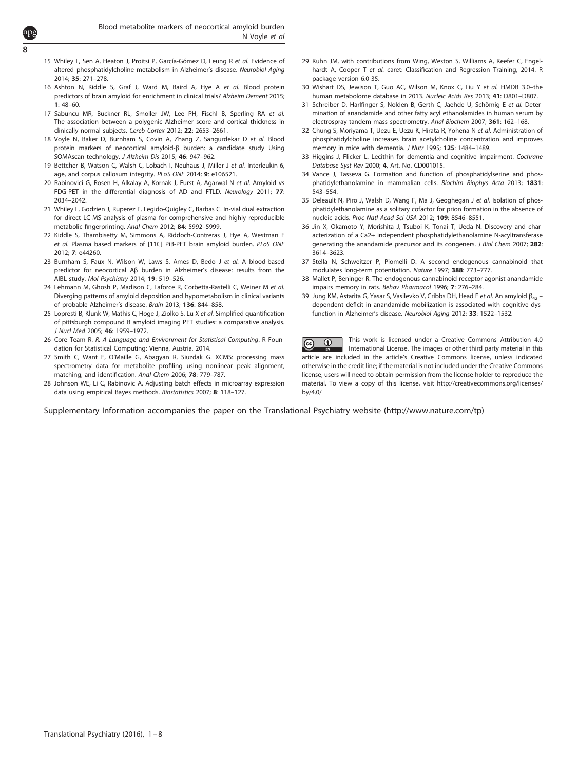15 Whiley L, Sen A, Heaton J, Proitsi P, García-Gómez D, Leung R *et al.* Evidence of altered phosphatidylcholine metabolism in Alzheimer's disease. *Neurobiol Aging* 2014; **35**: 271–278.

16 Ashton N, Kiddle S, Graf J, Ward M, Baird A, Hye A *et al.* Blood protein predictors of brain amyloid for enrichment in clinical trials? *Alzheim Dement* 2015; **1**: 48–60.

17 Sabuncu MR, Buckner RL, Smoller JW, Lee PH, Fischl B, Sperling RA *et al.* The association between a polygenic Alzheimer score and cortical thickness in clinically normal subjects. *Cereb Cortex* 2012; **22**: 2653–2661.

18 Voyle N, Baker D, Burnham S, Covin A, Zhang Z, Sangurdekar D *et al.* Blood protein markers of neocortical amyloid-β burden: a candidate study Using SOMAscan technology. *J Alzheim Dis* 2015; **46**: 947–962.

19 Bettcher B, Watson C, Walsh C, Lobach I, Neuhaus J, Miller J *et al.* Interleukin-6, age, and corpus callosum integrity. *PLoS ONE* 2014; **9**: e106521.

20 Rabinovici G, Rosen H, Alkalay A, Kornak J, Furst A, Agarwal N *et al.* Amyloid vs FDG-PET in the differential diagnosis of AD and FTLD. *Neurology* 2011; **77**: 2034–2042.

21 Whiley L, Godzien J, Ruperez F, Legido-Quigley C, Barbas C. In-vial dual extraction for direct LC-MS analysis of plasma for comprehensive and highly reproducible metabolic fingerprinting. *Anal Chem* 2012; **84**: 5992–5999.

22 Kiddle S, Thambisetty M, Simmons A, Riddoch-Contreras J, Hye A, Westman E *et al.* Plasma based markers of [11C] PiB-PET brain amyloid burden. *PLoS ONE* 2012; **7**: e44260.

23 Burnham S, Faux N, Wilson W, Laws S, Ames D, Bedo J *et al.* A blood-based predictor for neocortical Aβ burden in Alzheimer's disease: results from the AIBL study. *Mol Psychiatry* 2014; **19**: 519–526.

24 Lehmann M, Ghosh P, Madison C, Laforce R, Corbetta-Rastelli C, Weiner M *et al.* Diverging patterns of amyloid deposition and hypometabolism in clinical variants of probable Alzheimer's disease. *Brain* 2013; **136**: 844–858.

25 Lopresti B, Klunk W, Mathis C, Hoge J, Ziolko S, Lu X *et al.* Simplified quantification of pittsburgh compound B amyloid imaging PET studies: a comparative analysis. *J Nucl Med* 2005; **46**: 1959–1972.

26 Core Team R. *R: A Language and Environment for Statistical Computing*. R Foundation for Statistical Computing: Vienna, Austria, 2014.

27 Smith C, Want E, O'Maille G, Abagyan R, Siuzdak G. XCMS: processing mass spectrometry data for metabolite profiling using nonlinear peak alignment, matching, and identification. *Anal Chem* 2006; **78**: 779–787.

28 Johnson WE, Li C, Rabinovic A. Adjusting batch effects in microarray expression data using empirical Bayes methods. *Biostatistics* 2007; **8**: 118–127.

29 Kuhn JM, with contributions from Wing, Weston S, Williams A, Keefer C, Engelhardt A, Cooper T *et al.* caret: Classification and Regression Training, 2014. R package version 6.0-35.

30 Wishart DS, Jewison T, Guo AC, Wilson M, Knox C, Liu Y *et al.* HMDB 3.0–the human metabolome database in 2013. *Nucleic Acids Res* 2013; **41**: D801–D807.

31 Schreiber D, Harlfinger S, Nolden B, Gerth C, Jaehde U, Schömig E *et al.* Determination of anandamide and other fatty acyl ethanolamides in human serum by electrospray tandem mass spectrometry. *Anal Biochem* 2007; **361**: 162–168.

32 Chung S, Moriyama T, Uezu E, Uezu K, Hirata R, Yohena N *et al.* Administration of phosphatidylcholine increases brain acetylcholine concentration and improves memory in mice with dementia. *J Nutr* 1995; **125**: 1484–1489.

33 Higgins J, Flicker L. Lecithin for dementia and cognitive impairment. *Cochrane Database Syst Rev* 2000; **4**, Art. No. CD001015.

34 Vance J, Tasseva G. Formation and function of phosphatidylserine and phosphatidylethanolamine in mammalian cells. *Biochim Biophys Acta* 2013; **1831**: 543–554.

35 Deleault N, Piro J, Walsh D, Wang F, Ma J, Geoghegan J *et al.* Isolation of phosphatidylethanolamine as a solitary cofactor for prion formation in the absence of nucleic acids. *Proc Natl Acad Sci USA* 2012; **109**: 8546–8551.

36 Jin X, Okamoto Y, Morishita J, Tsuboi K, Tonai T, Ueda N. Discovery and characterization of a Ca2+ independent phosphatidylethanolamine N-acyltransferase generating the anandamide precursor and its congeners. *J Biol Chem* 2007; **282**: 3614–3623.

37 Stella N, Schweitzer P, Piomelli D. A second endogenous cannabinoid that modulates long-term potentiation. *Nature* 1997; **388**: 773–777.

38 Mallet P, Beninger R. The endogenous cannabinoid receptor agonist anandamide impairs memory in rats. *Behav Pharmacol* 1996; **7**: 276–284.

39 Jung KM, Astarita G, Yasar S, Vasilevko V, Cribbs DH, Head E *et al.* An amyloid $\beta_{42}$ – dependent deficit in anandamide mobilization is associated with cognitive dysfunction in Alzheimer's disease. *Neurobiol Aging* 2012; **33**: 1522–1532.

This work is licensed under a Creative Commons Attribution 4.0 International License. The images or other third party material in this article are included in the article's Creative Commons license, unless indicated otherwise in the credit line; if the material is not included under the Creative Commons license, users will need to obtain permission from the license holder to reproduce the material. To view a copy of this license, visit http://creativecommons.org/licenses/by/4.0/

Supplementary Information accompanies the paper on the Translational Psychiatry website (http://www.nature.com/tp)